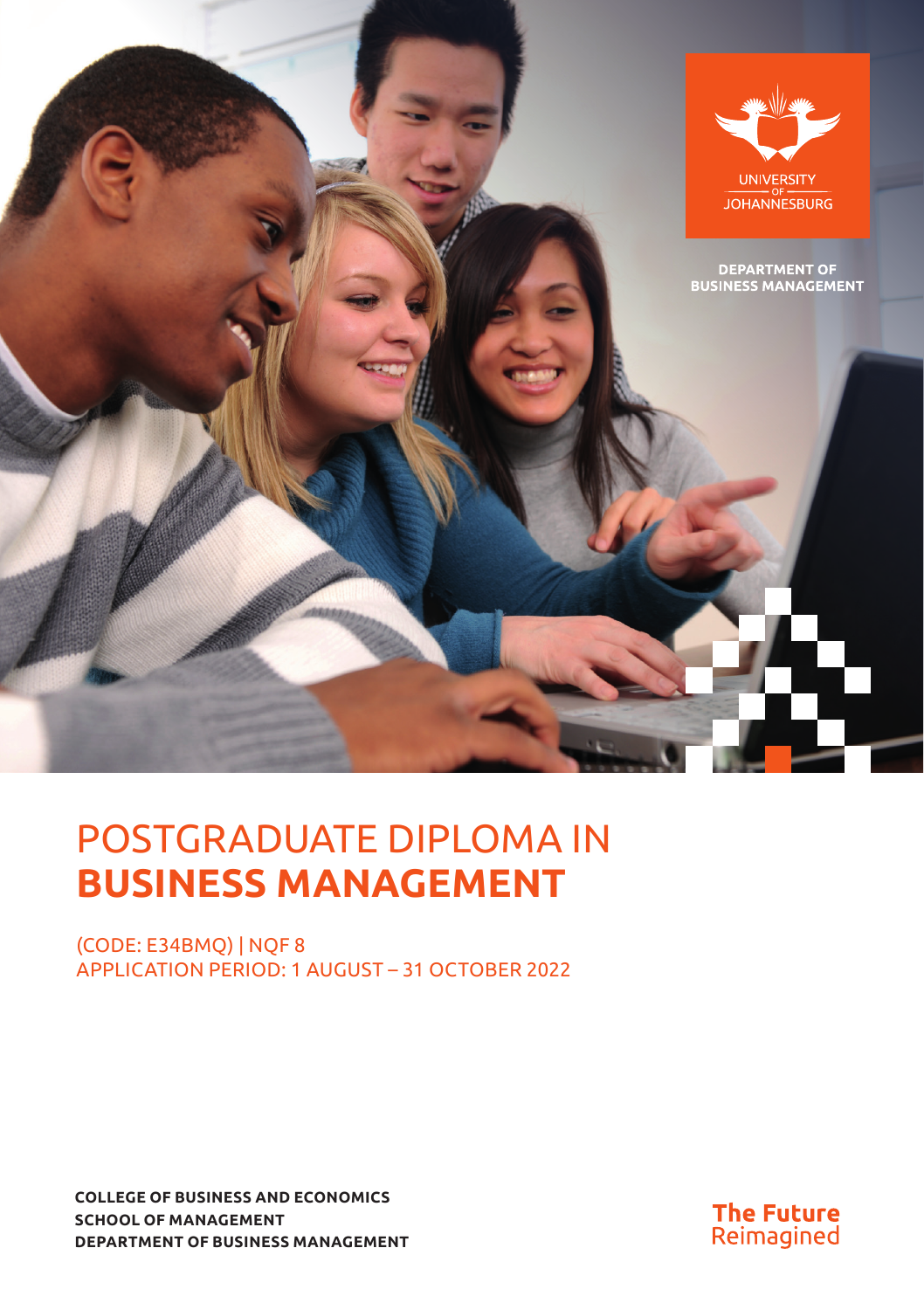UNIVERSITY OF JOHANNESBURG

DEPARTMENT OF BUSINESS MANAGEMENT

# POSTGRADUATE DIPLOMA IN **BUSINESS MANAGEMENT**

(CODE: E34BMQ) | NQF 8
APPLICATION PERIOD: 1 AUGUST – 31 OCTOBER 2022

**COLLEGE OF BUSINESS AND ECONOMICS**
**SCHOOL OF MANAGEMENT**
**DEPARTMENT OF BUSINESS MANAGEMENT**

**The Future**
Reimagined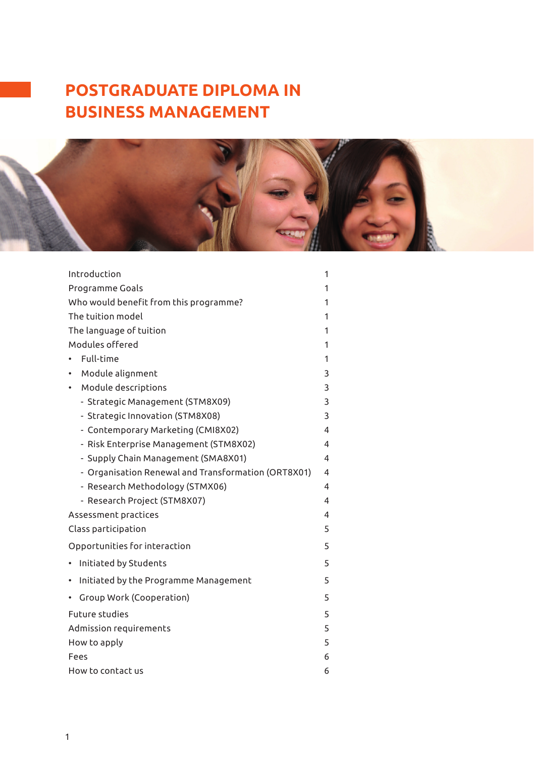# POSTGRADUATE DIPLOMA IN BUSINESS MANAGEMENT

| | |
|---|---|
| Introduction | 1 |
| Programme Goals | 1 |
| Who would benefit from this programme? | 1 |
| The tuition model | 1 |
| The language of tuition | 1 |
| Modules offered | 1 |
| • Full-time | 1 |
| • Module alignment | 3 |
| • Module descriptions | 3 |
| - Strategic Management (STM8X09) | 3 |
| - Strategic Innovation (STM8X08) | 3 |
| - Contemporary Marketing (CMI8X02) | 4 |
| - Risk Enterprise Management (STM8X02) | 4 |
| - Supply Chain Management (SMA8X01) | 4 |
| - Organisation Renewal and Transformation (ORT8X01) | 4 |
| - Research Methodology (STMX06) | 4 |
| - Research Project (STM8X07) | 4 |
| Assessment practices | 4 |
| Class participation | 5 |
| Opportunities for interaction | 5 |
| • Initiated by Students | 5 |
| • Initiated by the Programme Management | 5 |
| • Group Work (Cooperation) | 5 |
| Future studies | 5 |
| Admission requirements | 5 |
| How to apply | 5 |
| Fees | 6 |
| How to contact us | 6 |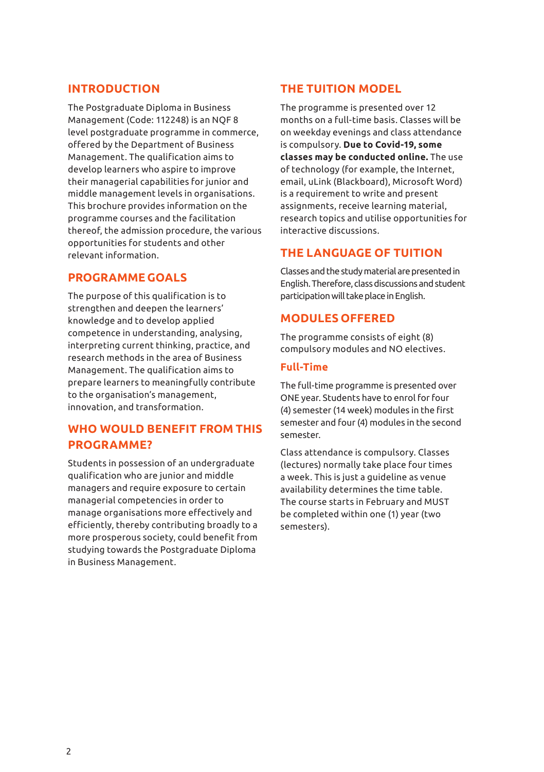## INTRODUCTION

The Postgraduate Diploma in Business Management (Code: 112248) is an NQF 8 level postgraduate programme in commerce, offered by the Department of Business Management. The qualification aims to develop learners who aspire to improve their managerial capabilities for junior and middle management levels in organisations. This brochure provides information on the programme courses and the facilitation thereof, the admission procedure, the various opportunities for students and other relevant information.

## PROGRAMME GOALS

The purpose of this qualification is to strengthen and deepen the learners' knowledge and to develop applied competence in understanding, analysing, interpreting current thinking, practice, and research methods in the area of Business Management. The qualification aims to prepare learners to meaningfully contribute to the organisation's management, innovation, and transformation.

## WHO WOULD BENEFIT FROM THIS PROGRAMME?

Students in possession of an undergraduate qualification who are junior and middle managers and require exposure to certain managerial competencies in order to manage organisations more effectively and efficiently, thereby contributing broadly to a more prosperous society, could benefit from studying towards the Postgraduate Diploma in Business Management.

## THE TUITION MODEL

The programme is presented over 12 months on a full-time basis. Classes will be on weekday evenings and class attendance is compulsory. **Due to Covid-19, some classes may be conducted online.** The use of technology (for example, the Internet, email, uLink (Blackboard), Microsoft Word) is a requirement to write and present assignments, receive learning material, research topics and utilise opportunities for interactive discussions.

## THE LANGUAGE OF TUITION

Classes and the study material are presented in English. Therefore, class discussions and student participation will take place in English.

## MODULES OFFERED

The programme consists of eight (8) compulsory modules and NO electives.

### Full-Time

The full-time programme is presented over ONE year. Students have to enrol for four (4) semester (14 week) modules in the first semester and four (4) modules in the second semester.

Class attendance is compulsory. Classes (lectures) normally take place four times a week. This is just a guideline as venue availability determines the time table. The course starts in February and MUST be completed within one (1) year (two semesters).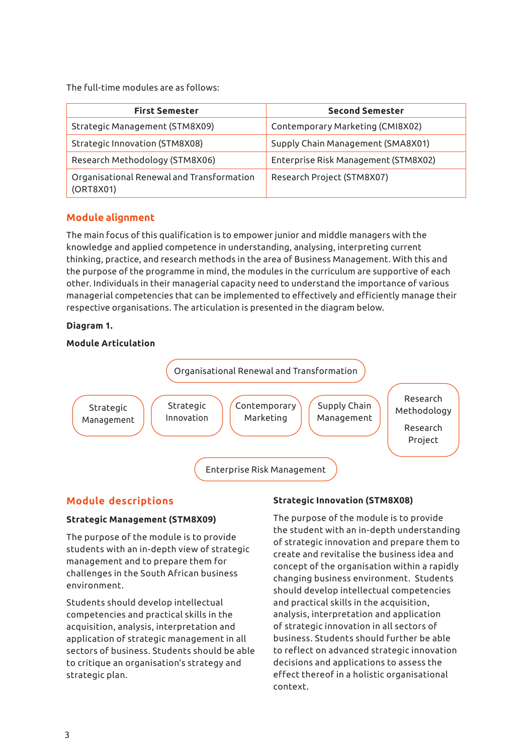The full-time modules are as follows:

| First Semester | Second Semester |
| --- | --- |
| Strategic Management (STM8X09) | Contemporary Marketing (CMI8X02) |
| Strategic Innovation (STM8X08) | Supply Chain Management (SMA8X01) |
| Research Methodology (STM8X06) | Enterprise Risk Management (STM8X02) |
| Organisational Renewal and Transformation (ORT8X01) | Research Project (STM8X07) |

## Module alignment

The main focus of this qualification is to empower junior and middle managers with the knowledge and applied competence in understanding, analysing, interpreting current thinking, practice, and research methods in the area of Business Management. With this and the purpose of the programme in mind, the modules in the curriculum are supportive of each other. Individuals in their managerial capacity need to understand the importance of various managerial competencies that can be implemented to effectively and efficiently manage their respective organisations. The articulation is presented in the diagram below.

**Diagram 1.**

**Module Articulation**

Organisational Renewal and Transformation

Strategic Management | Strategic Innovation | Contemporary Marketing | Supply Chain Management | Research Methodology / Research Project

Enterprise Risk Management

## Module descriptions

### Strategic Management (STM8X09)

The purpose of the module is to provide students with an in-depth view of strategic management and to prepare them for challenges in the South African business environment.

Students should develop intellectual competencies and practical skills in the acquisition, analysis, interpretation and application of strategic management in all sectors of business. Students should be able to critique an organisation's strategy and strategic plan.

### Strategic Innovation (STM8X08)

The purpose of the module is to provide the student with an in-depth understanding of strategic innovation and prepare them to create and revitalise the business idea and concept of the organisation within a rapidly changing business environment. Students should develop intellectual competencies and practical skills in the acquisition, analysis, interpretation and application of strategic innovation in all sectors of business. Students should further be able to reflect on advanced strategic innovation decisions and applications to assess the effect thereof in a holistic organisational context.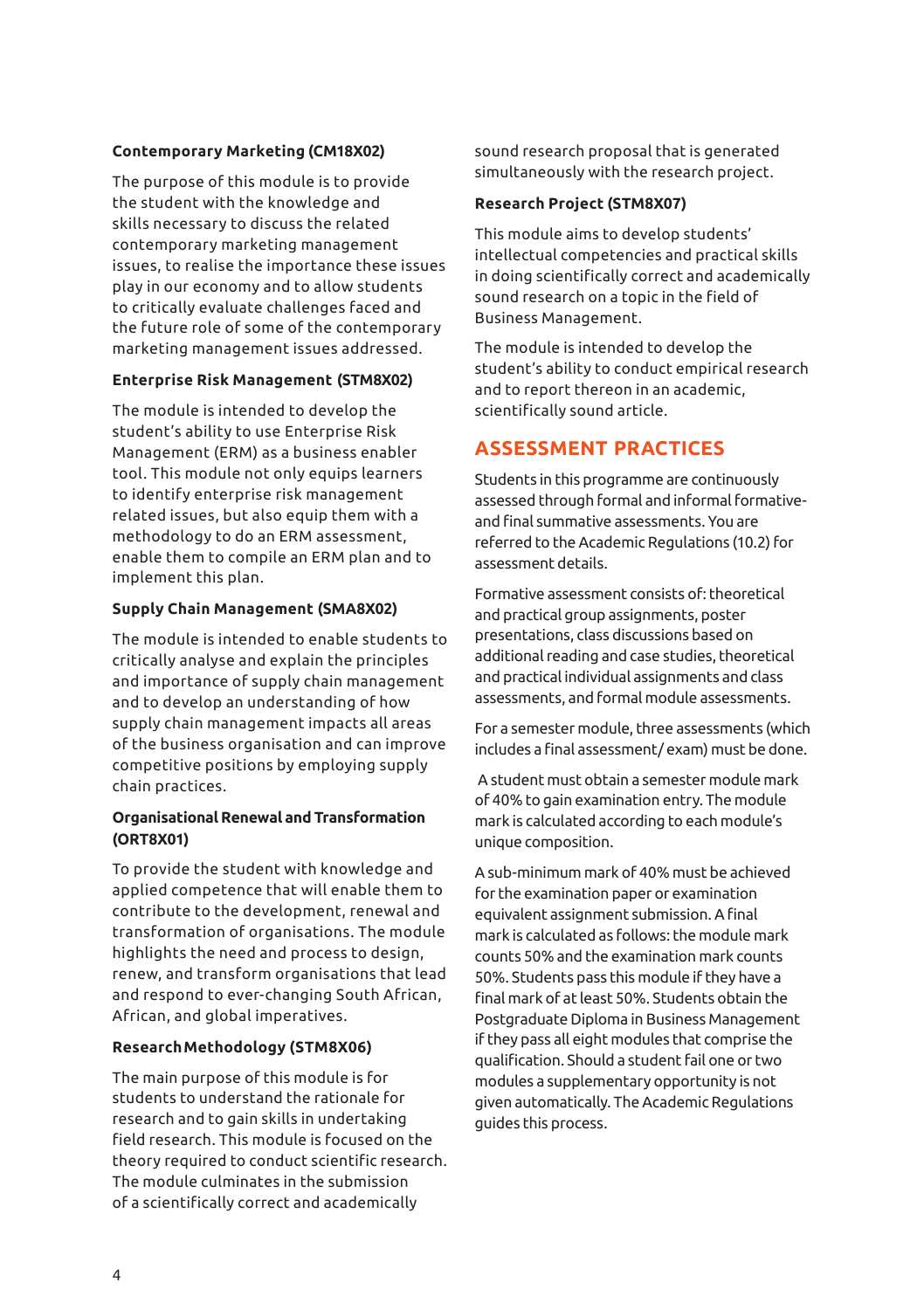**Contemporary Marketing (CM18X02)**

The purpose of this module is to provide the student with the knowledge and skills necessary to discuss the related contemporary marketing management issues, to realise the importance these issues play in our economy and to allow students to critically evaluate challenges faced and the future role of some of the contemporary marketing management issues addressed.

**Enterprise Risk Management (STM8X02)**

The module is intended to develop the student's ability to use Enterprise Risk Management (ERM) as a business enabler tool. This module not only equips learners to identify enterprise risk management related issues, but also equip them with a methodology to do an ERM assessment, enable them to compile an ERM plan and to implement this plan.

**Supply Chain Management (SMA8X02)**

The module is intended to enable students to critically analyse and explain the principles and importance of supply chain management and to develop an understanding of how supply chain management impacts all areas of the business organisation and can improve competitive positions by employing supply chain practices.

**Organisational Renewal and Transformation (ORT8X01)**

To provide the student with knowledge and applied competence that will enable them to contribute to the development, renewal and transformation of organisations. The module highlights the need and process to design, renew, and transform organisations that lead and respond to ever-changing South African, African, and global imperatives.

**Research Methodology (STM8X06)**

The main purpose of this module is for students to understand the rationale for research and to gain skills in undertaking field research. This module is focused on the theory required to conduct scientific research. The module culminates in the submission of a scientifically correct and academically sound research proposal that is generated simultaneously with the research project.

**Research Project (STM8X07)**

This module aims to develop students' intellectual competencies and practical skills in doing scientifically correct and academically sound research on a topic in the field of Business Management.

The module is intended to develop the student's ability to conduct empirical research and to report thereon in an academic, scientifically sound article.

## ASSESSMENT PRACTICES

Students in this programme are continuously assessed through formal and informal formative- and final summative assessments. You are referred to the Academic Regulations (10.2) for assessment details.

Formative assessment consists of: theoretical and practical group assignments, poster presentations, class discussions based on additional reading and case studies, theoretical and practical individual assignments and class assessments, and formal module assessments.

For a semester module, three assessments (which includes a final assessment/ exam) must be done.

A student must obtain a semester module mark of 40% to gain examination entry. The module mark is calculated according to each module's unique composition.

A sub-minimum mark of 40% must be achieved for the examination paper or examination equivalent assignment submission. A final mark is calculated as follows: the module mark counts 50% and the examination mark counts 50%. Students pass this module if they have a final mark of at least 50%. Students obtain the Postgraduate Diploma in Business Management if they pass all eight modules that comprise the qualification. Should a student fail one or two modules a supplementary opportunity is not given automatically. The Academic Regulations guides this process.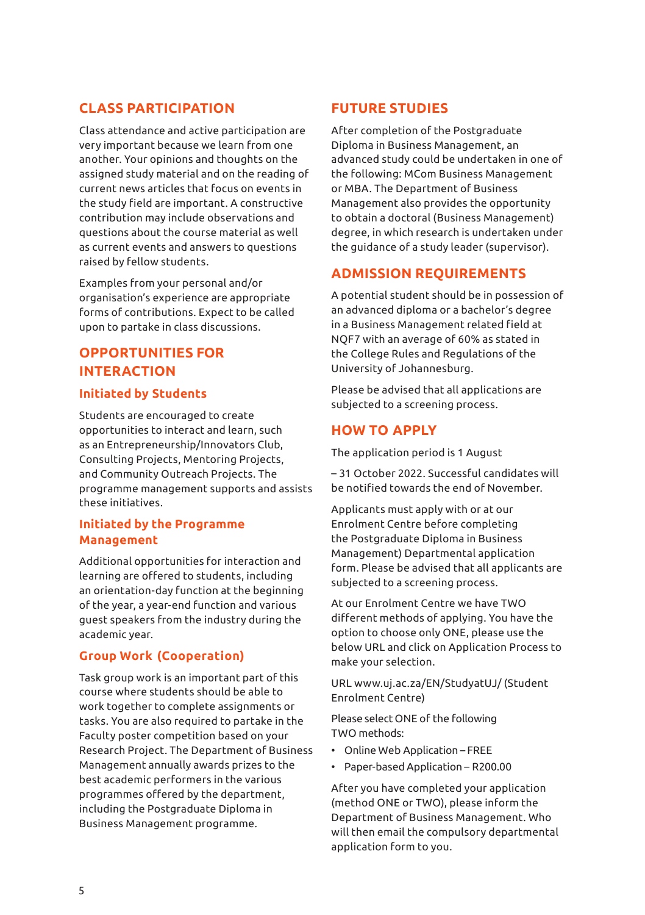## CLASS PARTICIPATION

Class attendance and active participation are very important because we learn from one another. Your opinions and thoughts on the assigned study material and on the reading of current news articles that focus on events in the study field are important. A constructive contribution may include observations and questions about the course material as well as current events and answers to questions raised by fellow students.

Examples from your personal and/or organisation's experience are appropriate forms of contributions. Expect to be called upon to partake in class discussions.

## OPPORTUNITIES FOR INTERACTION

### Initiated by Students

Students are encouraged to create opportunities to interact and learn, such as an Entrepreneurship/Innovators Club, Consulting Projects, Mentoring Projects, and Community Outreach Projects. The programme management supports and assists these initiatives.

### Initiated by the Programme Management

Additional opportunities for interaction and learning are offered to students, including an orientation-day function at the beginning of the year, a year-end function and various guest speakers from the industry during the academic year.

### Group Work (Cooperation)

Task group work is an important part of this course where students should be able to work together to complete assignments or tasks. You are also required to partake in the Faculty poster competition based on your Research Project. The Department of Business Management annually awards prizes to the best academic performers in the various programmes offered by the department, including the Postgraduate Diploma in Business Management programme.

## FUTURE STUDIES

After completion of the Postgraduate Diploma in Business Management, an advanced study could be undertaken in one of the following: MCom Business Management or MBA. The Department of Business Management also provides the opportunity to obtain a doctoral (Business Management) degree, in which research is undertaken under the guidance of a study leader (supervisor).

## ADMISSION REQUIREMENTS

A potential student should be in possession of an advanced diploma or a bachelor's degree in a Business Management related field at NQF7 with an average of 60% as stated in the College Rules and Regulations of the University of Johannesburg.

Please be advised that all applications are subjected to a screening process.

## HOW TO APPLY

The application period is 1 August

– 31 October 2022. Successful candidates will be notified towards the end of November.

Applicants must apply with or at our Enrolment Centre before completing the Postgraduate Diploma in Business Management) Departmental application form. Please be advised that all applicants are subjected to a screening process.

At our Enrolment Centre we have TWO different methods of applying. You have the option to choose only ONE, please use the below URL and click on Application Process to make your selection.

URL www.uj.ac.za/EN/StudyatUJ/ (Student Enrolment Centre)

Please select ONE of the following TWO methods:

- Online Web Application – FREE
- Paper-based Application – R200.00

After you have completed your application (method ONE or TWO), please inform the Department of Business Management. Who will then email the compulsory departmental application form to you.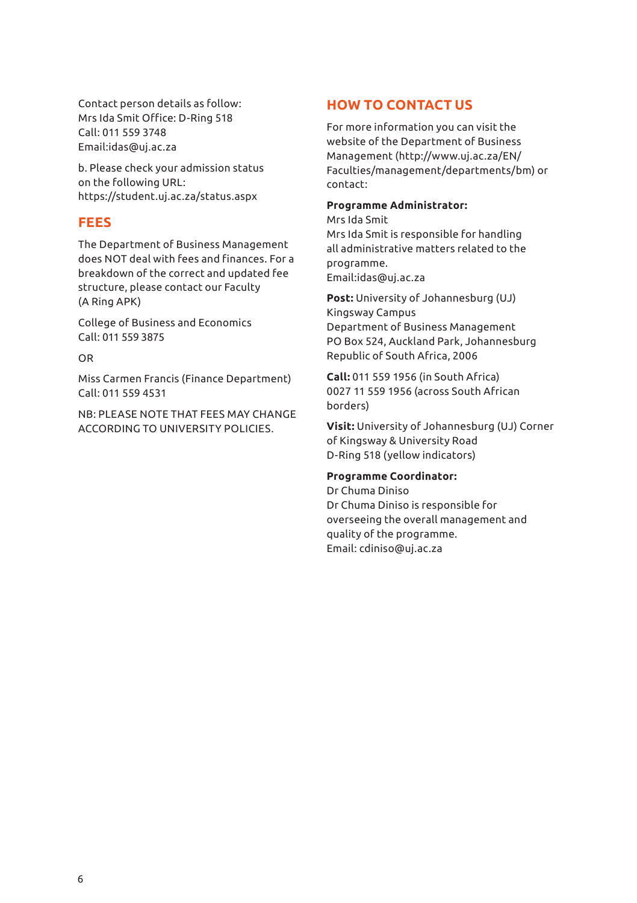Contact person details as follow:
Mrs Ida Smit Office: D-Ring 518
Call: 011 559 3748
Email:idas@uj.ac.za

b. Please check your admission status on the following URL: https://student.uj.ac.za/status.aspx

## FEES

The Department of Business Management does NOT deal with fees and finances. For a breakdown of the correct and updated fee structure, please contact our Faculty (A Ring APK)

College of Business and Economics
Call: 011 559 3875

OR

Miss Carmen Francis (Finance Department)
Call: 011 559 4531

NB: PLEASE NOTE THAT FEES MAY CHANGE ACCORDING TO UNIVERSITY POLICIES.

## HOW TO CONTACT US

For more information you can visit the website of the Department of Business Management (http://www.uj.ac.za/EN/Faculties/management/departments/bm) or contact:

**Programme Administrator:**
Mrs Ida Smit
Mrs Ida Smit is responsible for handling all administrative matters related to the programme.
Email:idas@uj.ac.za

**Post:** University of Johannesburg (UJ)
Kingsway Campus
Department of Business Management
PO Box 524, Auckland Park, Johannesburg
Republic of South Africa, 2006

**Call:** 011 559 1956 (in South Africa)
0027 11 559 1956 (across South African borders)

**Visit:** University of Johannesburg (UJ) Corner of Kingsway & University Road
D-Ring 518 (yellow indicators)

**Programme Coordinator:**
Dr Chuma Diniso
Dr Chuma Diniso is responsible for overseeing the overall management and quality of the programme.
Email: cdiniso@uj.ac.za